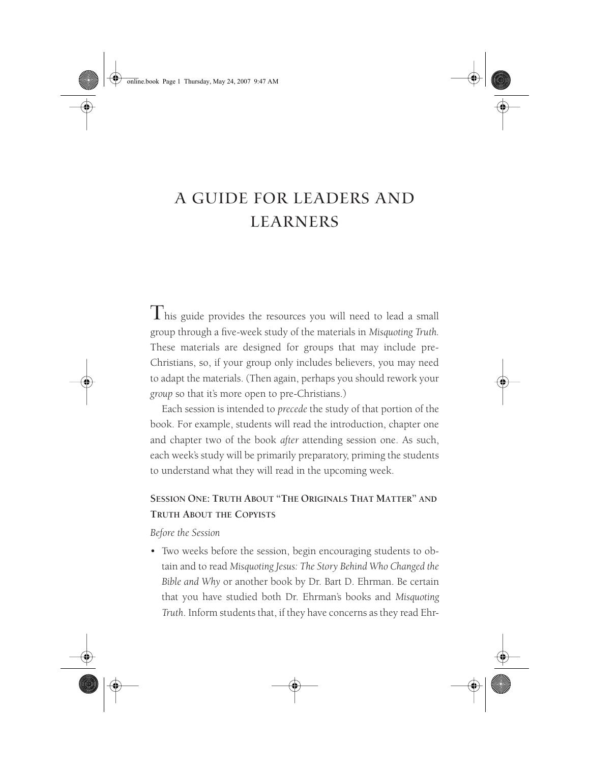# A GUIDE FOR LEADERS AND LEARNERS

This guide provides the resources you will need to lead a small group through a five-week study of the materials in *Misquoting Truth*. These materials are designed for groups that may include pre-Christians, so, if your group only includes believers, you may need to adapt the materials. (Then again, perhaps you should rework your *group* so that it's more open to pre-Christians.)

Each session is intended to *precede* the study of that portion of the book. For example, students will read the introduction, chapter one and chapter two of the book *after* attending session one. As such, each week's study will be primarily preparatory, priming the students to understand what they will read in the upcoming week.

## Session One: Truth About "The Originals That Matter" and Truth About the Copyists

*Before the Session*

- Two weeks before the session, begin encouraging students to obtain and to read *Misquoting Jesus: The Story Behind Who Changed the Bible and Why* or another book by Dr. Bart D. Ehrman. Be certain that you have studied both Dr. Ehrman's books and *Misquoting Truth*. Inform students that, if they have concerns as they read Ehr-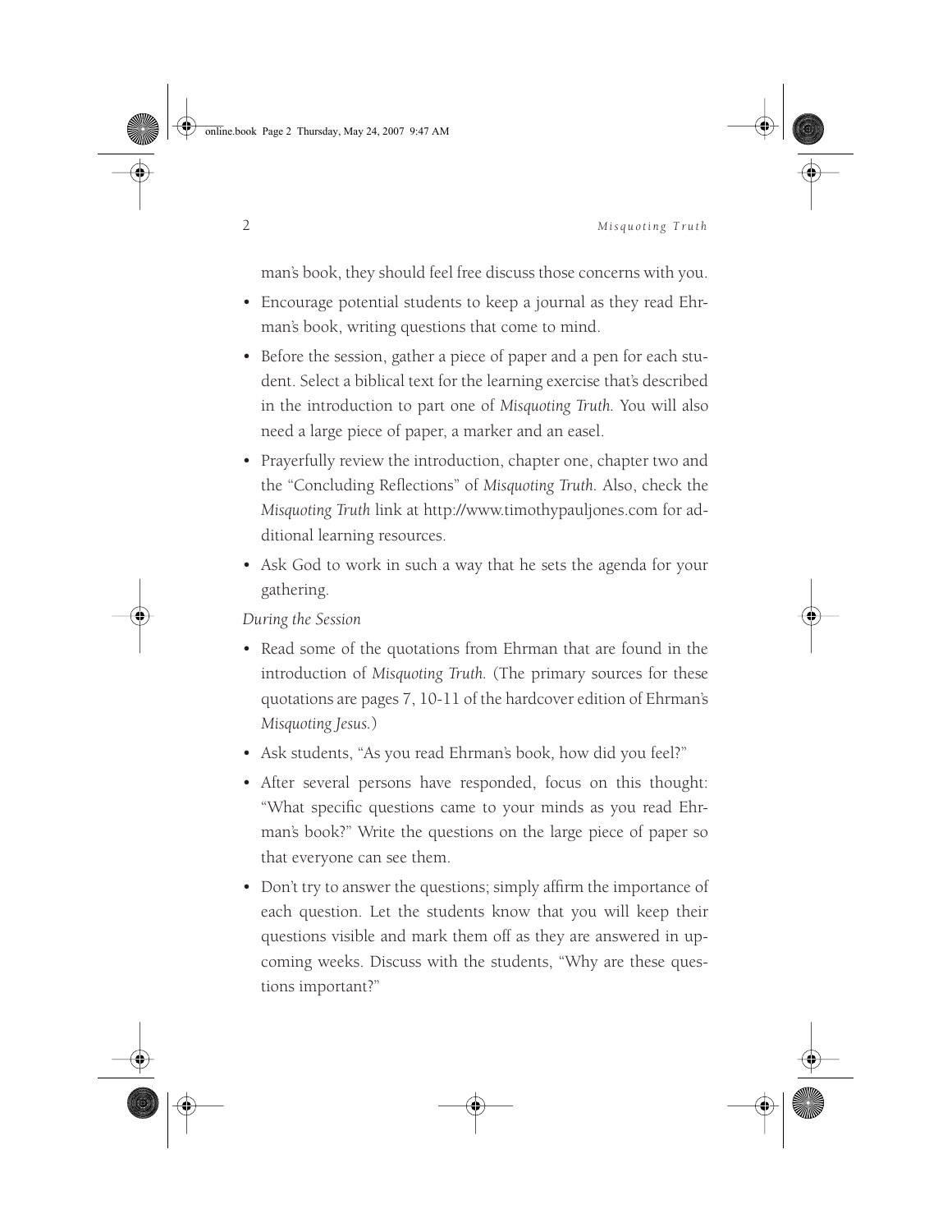man's book, they should feel free discuss those concerns with you.

- Encourage potential students to keep a journal as they read Ehrman's book, writing questions that come to mind.
- Before the session, gather a piece of paper and a pen for each student. Select a biblical text for the learning exercise that's described in the introduction to part one of *Misquoting Truth.* You will also need a large piece of paper, a marker and an easel.
- Prayerfully review the introduction, chapter one, chapter two and the "Concluding Reflections" of *Misquoting Truth.* Also, check the *Misquoting Truth* link at http://www.timothypauljones.com for additional learning resources.
- Ask God to work in such a way that he sets the agenda for your gathering.

*During the Session*

- Read some of the quotations from Ehrman that are found in the introduction of *Misquoting Truth.* (The primary sources for these quotations are pages 7, 10-11 of the hardcover edition of Ehrman's *Misquoting Jesus.*)
- Ask students, "As you read Ehrman's book, how did you feel?"
- After several persons have responded, focus on this thought: "What specific questions came to your minds as you read Ehrman's book?" Write the questions on the large piece of paper so that everyone can see them.
- Don't try to answer the questions; simply affirm the importance of each question. Let the students know that you will keep their questions visible and mark them off as they are answered in upcoming weeks. Discuss with the students, "Why are these questions important?"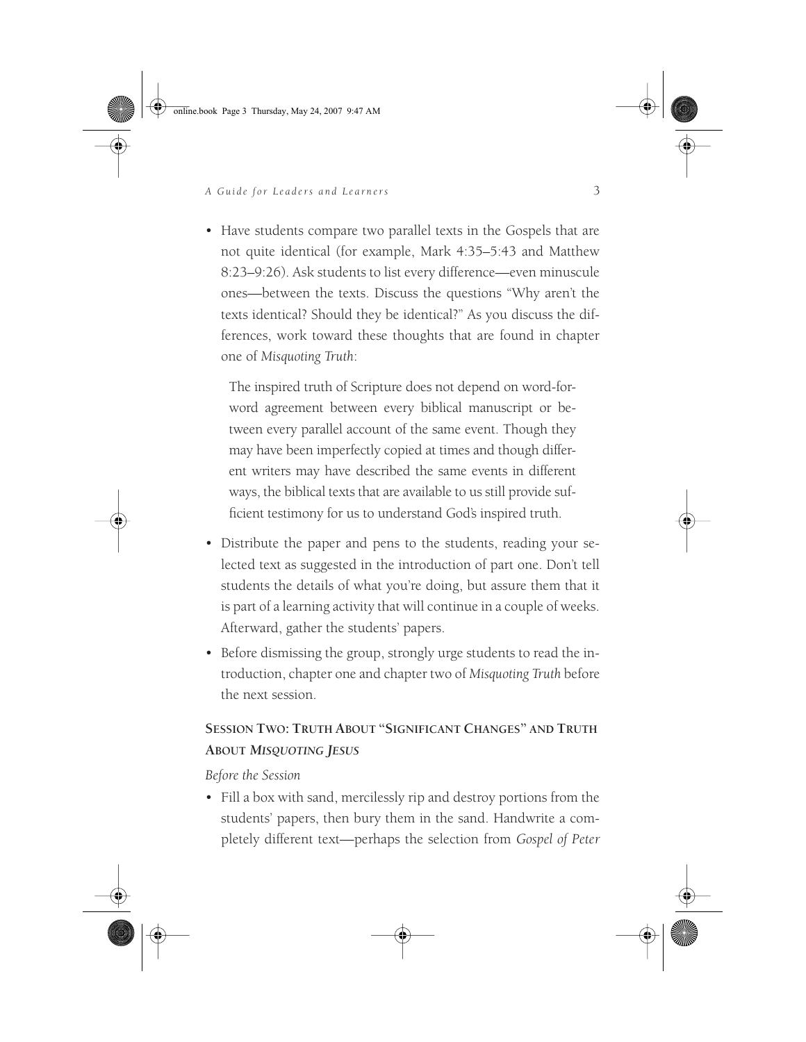- Have students compare two parallel texts in the Gospels that are not quite identical (for example, Mark 4:35–5:43 and Matthew 8:23–9:26). Ask students to list every difference—even minuscule ones—between the texts. Discuss the questions "Why aren't the texts identical? Should they be identical?" As you discuss the differences, work toward these thoughts that are found in chapter one of *Misquoting Truth*:

  > The inspired truth of Scripture does not depend on word-for-word agreement between every biblical manuscript or between every parallel account of the same event. Though they may have been imperfectly copied at times and though different writers may have described the same events in different ways, the biblical texts that are available to us still provide sufficient testimony for us to understand God's inspired truth.

- Distribute the paper and pens to the students, reading your selected text as suggested in the introduction of part one. Don't tell students the details of what you're doing, but assure them that it is part of a learning activity that will continue in a couple of weeks. Afterward, gather the students' papers.
- Before dismissing the group, strongly urge students to read the introduction, chapter one and chapter two of *Misquoting Truth* before the next session.

### SESSION TWO: TRUTH ABOUT "SIGNIFICANT CHANGES" AND TRUTH ABOUT *MISQUOTING JESUS*

*Before the Session*

- Fill a box with sand, mercilessly rip and destroy portions from the students' papers, then bury them in the sand. Handwrite a completely different text—perhaps the selection from *Gospel of Peter*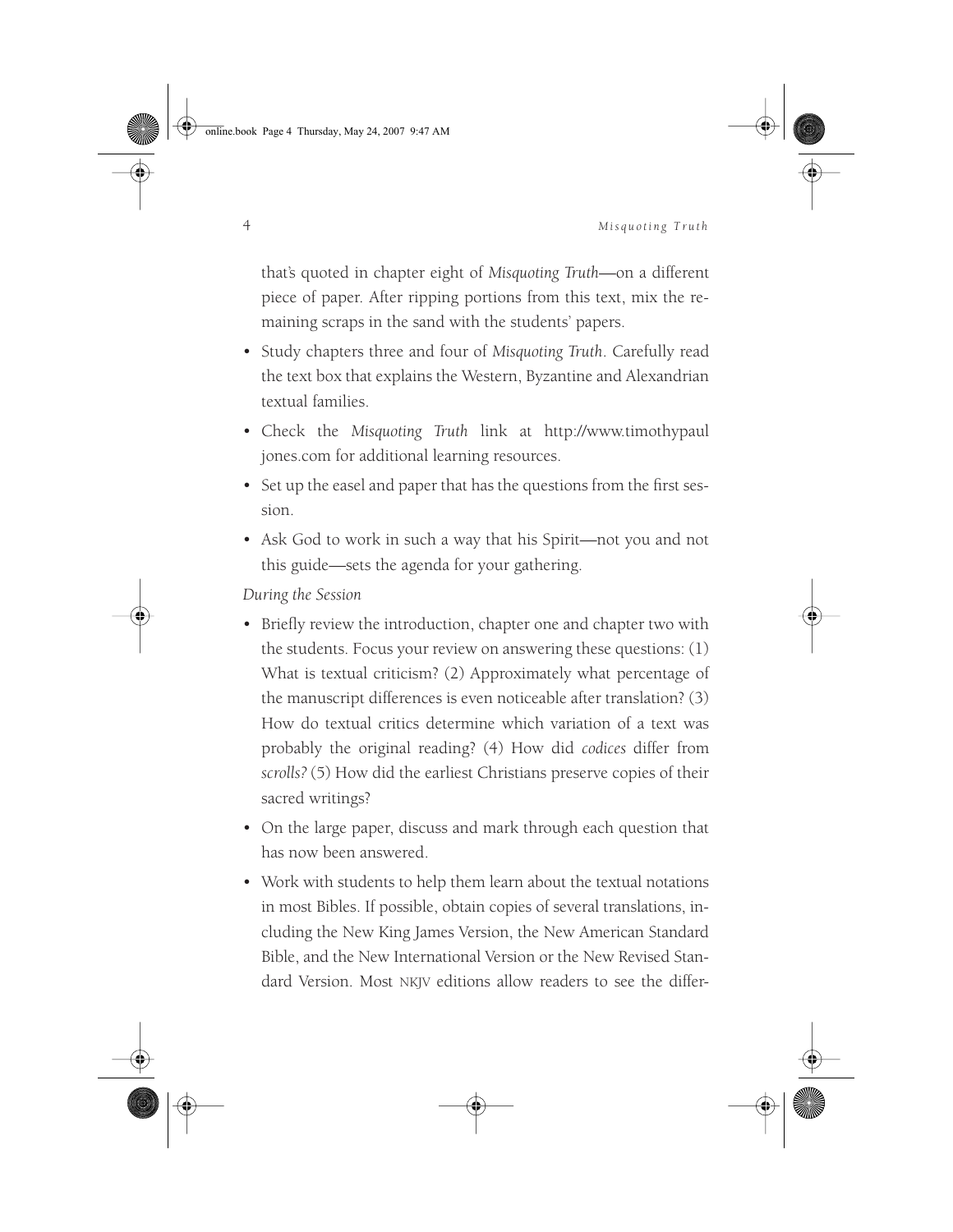that's quoted in chapter eight of *Misquoting Truth*—on a different piece of paper. After ripping portions from this text, mix the remaining scraps in the sand with the students' papers.

- Study chapters three and four of *Misquoting Truth*. Carefully read the text box that explains the Western, Byzantine and Alexandrian textual families.
- Check the *Misquoting Truth* link at http://www.timothypauljones.com for additional learning resources.
- Set up the easel and paper that has the questions from the first session.
- Ask God to work in such a way that his Spirit—not you and not this guide—sets the agenda for your gathering.

*During the Session*

- Briefly review the introduction, chapter one and chapter two with the students. Focus your review on answering these questions: (1) What is textual criticism? (2) Approximately what percentage of the manuscript differences is even noticeable after translation? (3) How do textual critics determine which variation of a text was probably the original reading? (4) How did *codices* differ from *scrolls?* (5) How did the earliest Christians preserve copies of their sacred writings?
- On the large paper, discuss and mark through each question that has now been answered.
- Work with students to help them learn about the textual notations in most Bibles. If possible, obtain copies of several translations, including the New King James Version, the New American Standard Bible, and the New International Version or the New Revised Standard Version. Most NKJV editions allow readers to see the differ-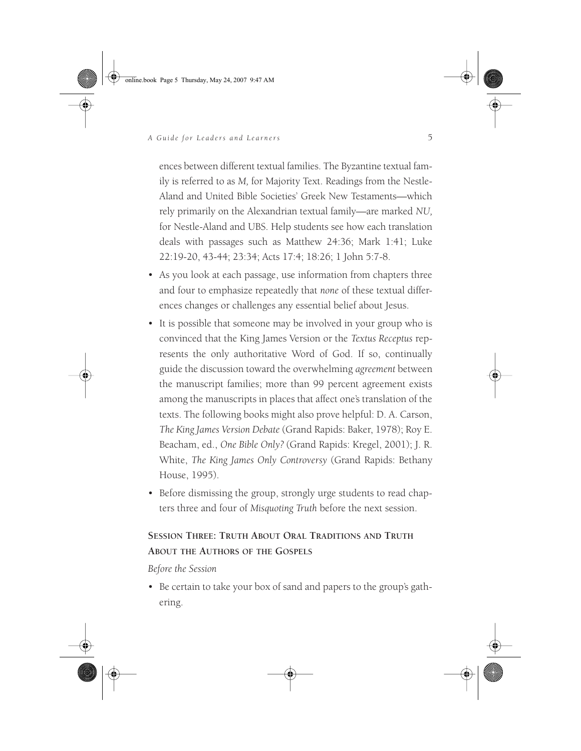ences between different textual families. The Byzantine textual family is referred to as *M,* for Majority Text. Readings from the Nestle-Aland and United Bible Societies' Greek New Testaments—which rely primarily on the Alexandrian textual family—are marked *NU,* for Nestle-Aland and UBS. Help students see how each translation deals with passages such as Matthew 24:36; Mark 1:41; Luke 22:19-20, 43-44; 23:34; Acts 17:4; 18:26; 1 John 5:7-8.

- As you look at each passage, use information from chapters three and four to emphasize repeatedly that *none* of these textual differences changes or challenges any essential belief about Jesus.
- It is possible that someone may be involved in your group who is convinced that the King James Version or the *Textus Receptus* represents the only authoritative Word of God. If so, continually guide the discussion toward the overwhelming *agreement* between the manuscript families; more than 99 percent agreement exists among the manuscripts in places that affect one's translation of the texts. The following books might also prove helpful: D. A. Carson, *The King James Version Debate* (Grand Rapids: Baker, 1978); Roy E. Beacham, ed., *One Bible Only?* (Grand Rapids: Kregel, 2001); J. R. White, *The King James Only Controversy* (Grand Rapids: Bethany House, 1995).
- Before dismissing the group, strongly urge students to read chapters three and four of *Misquoting Truth* before the next session.

## Session Three: Truth About Oral Traditions and Truth About the Authors of the Gospels

*Before the Session*

- Be certain to take your box of sand and papers to the group's gathering.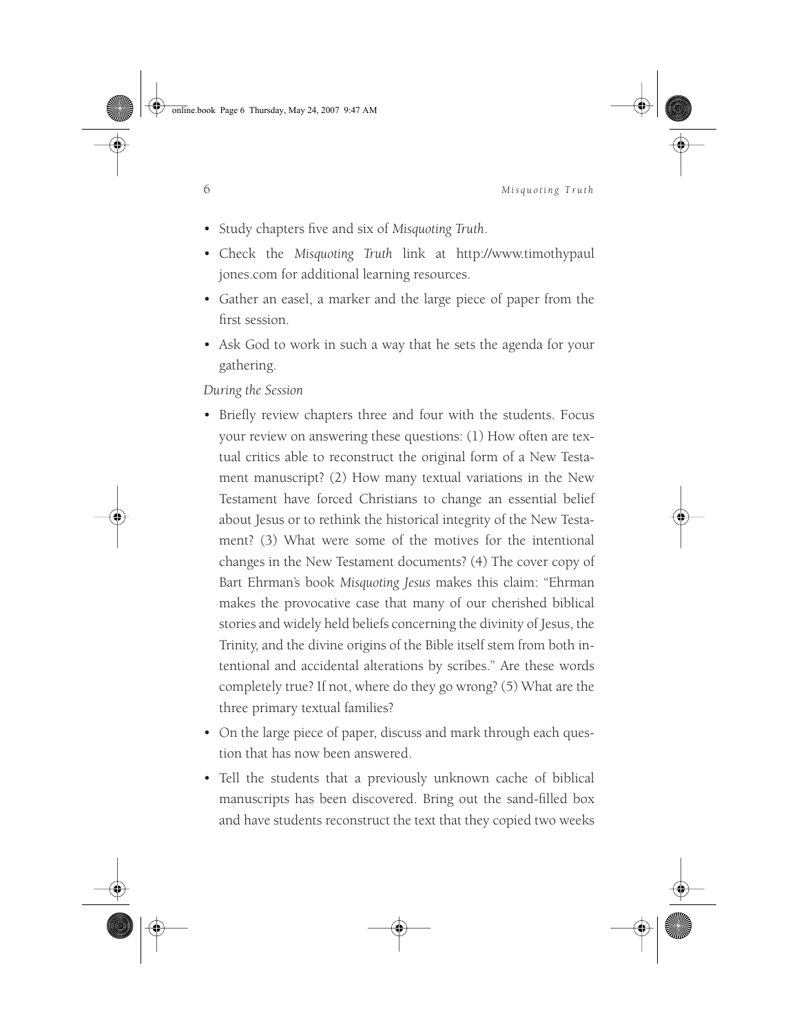- Study chapters five and six of *Misquoting Truth*.
- Check the *Misquoting Truth* link at http://www.timothypauljones.com for additional learning resources.
- Gather an easel, a marker and the large piece of paper from the first session.
- Ask God to work in such a way that he sets the agenda for your gathering.

*During the Session*

- Briefly review chapters three and four with the students. Focus your review on answering these questions: (1) How often are textual critics able to reconstruct the original form of a New Testament manuscript? (2) How many textual variations in the New Testament have forced Christians to change an essential belief about Jesus or to rethink the historical integrity of the New Testament? (3) What were some of the motives for the intentional changes in the New Testament documents? (4) The cover copy of Bart Ehrman's book *Misquoting Jesus* makes this claim: "Ehrman makes the provocative case that many of our cherished biblical stories and widely held beliefs concerning the divinity of Jesus, the Trinity, and the divine origins of the Bible itself stem from both intentional and accidental alterations by scribes." Are these words completely true? If not, where do they go wrong? (5) What are the three primary textual families?
- On the large piece of paper, discuss and mark through each question that has now been answered.
- Tell the students that a previously unknown cache of biblical manuscripts has been discovered. Bring out the sand-filled box and have students reconstruct the text that they copied two weeks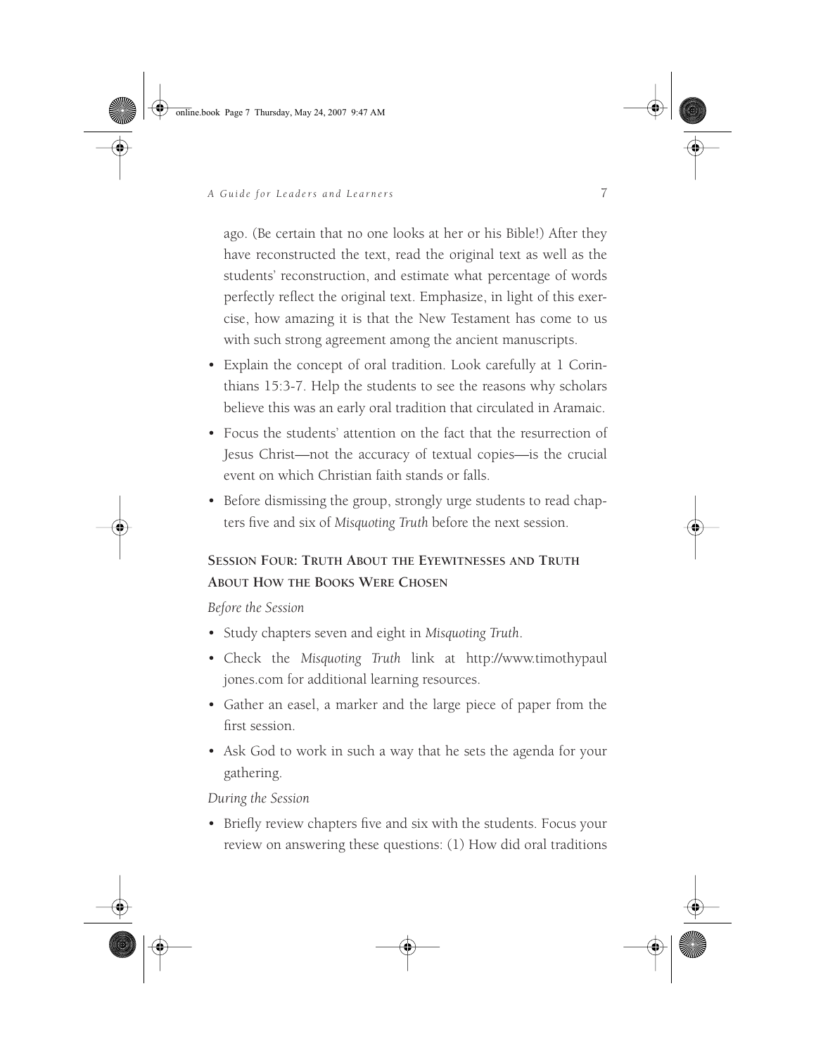ago. (Be certain that no one looks at her or his Bible!) After they have reconstructed the text, read the original text as well as the students' reconstruction, and estimate what percentage of words perfectly reflect the original text. Emphasize, in light of this exercise, how amazing it is that the New Testament has come to us with such strong agreement among the ancient manuscripts.

- Explain the concept of oral tradition. Look carefully at 1 Corinthians 15:3-7. Help the students to see the reasons why scholars believe this was an early oral tradition that circulated in Aramaic.
- Focus the students' attention on the fact that the resurrection of Jesus Christ—not the accuracy of textual copies—is the crucial event on which Christian faith stands or falls.
- Before dismissing the group, strongly urge students to read chapters five and six of *Misquoting Truth* before the next session.

### Session Four: Truth About the Eyewitnesses and Truth About How the Books Were Chosen

*Before the Session*

- Study chapters seven and eight in *Misquoting Truth*.
- Check the *Misquoting Truth* link at http://www.timothypauljones.com for additional learning resources.
- Gather an easel, a marker and the large piece of paper from the first session.
- Ask God to work in such a way that he sets the agenda for your gathering.

*During the Session*

- Briefly review chapters five and six with the students. Focus your review on answering these questions: (1) How did oral traditions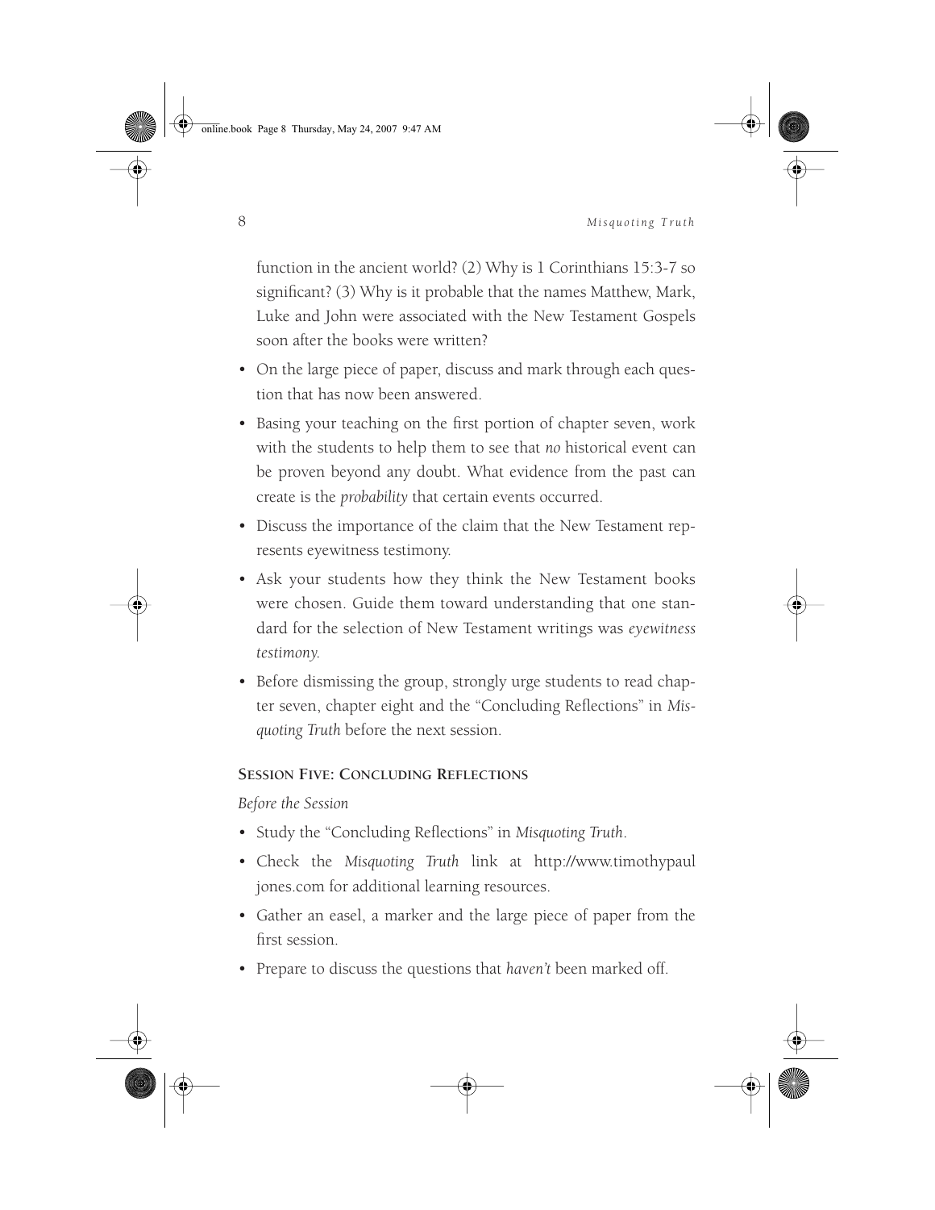function in the ancient world? (2) Why is 1 Corinthians 15:3-7 so significant? (3) Why is it probable that the names Matthew, Mark, Luke and John were associated with the New Testament Gospels soon after the books were written?

- On the large piece of paper, discuss and mark through each question that has now been answered.
- Basing your teaching on the first portion of chapter seven, work with the students to help them to see that *no* historical event can be proven beyond any doubt. What evidence from the past can create is the *probability* that certain events occurred.
- Discuss the importance of the claim that the New Testament represents eyewitness testimony.
- Ask your students how they think the New Testament books were chosen. Guide them toward understanding that one standard for the selection of New Testament writings was *eyewitness testimony*.
- Before dismissing the group, strongly urge students to read chapter seven, chapter eight and the "Concluding Reflections" in *Misquoting Truth* before the next session.

### Session Five: Concluding Reflections

*Before the Session*

- Study the "Concluding Reflections" in *Misquoting Truth*.
- Check the *Misquoting Truth* link at http://www.timothypauljones.com for additional learning resources.
- Gather an easel, a marker and the large piece of paper from the first session.
- Prepare to discuss the questions that *haven't* been marked off.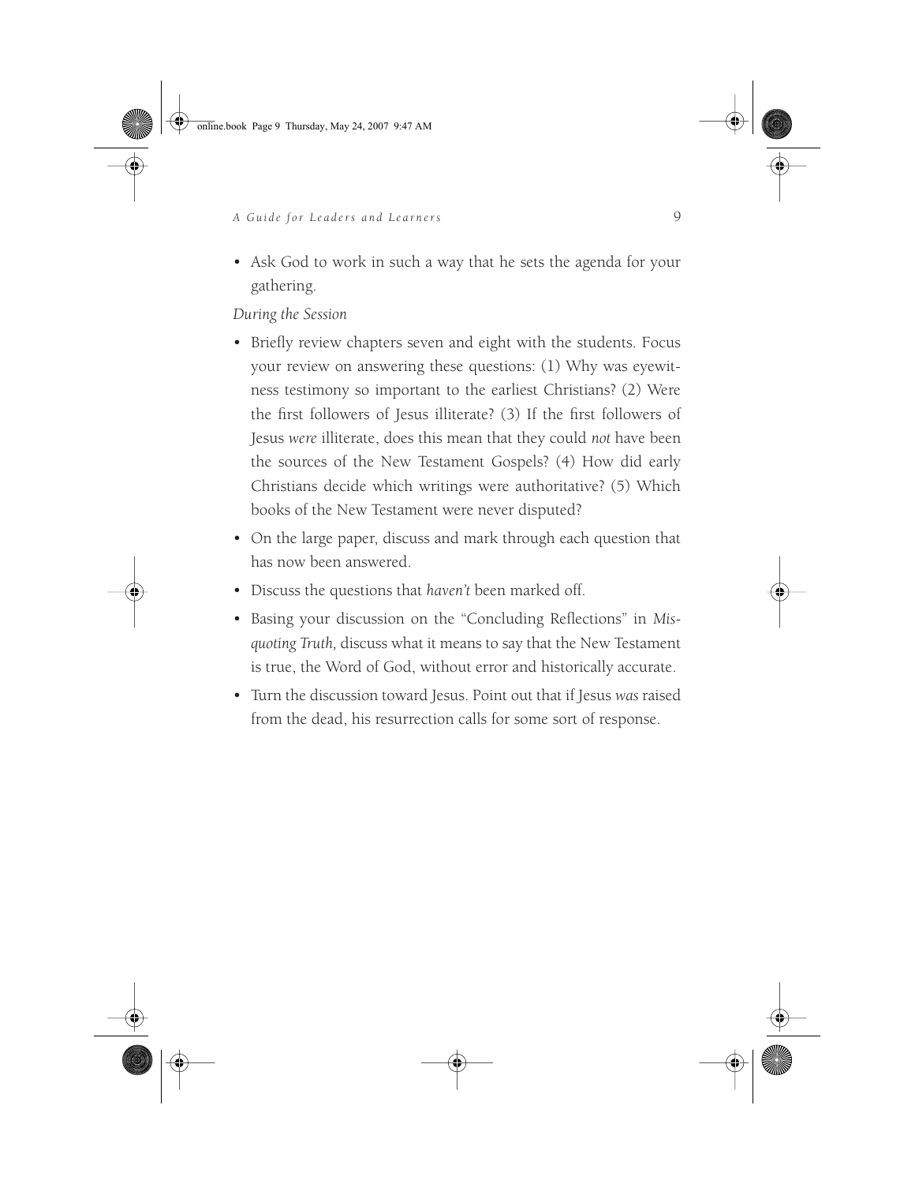- Ask God to work in such a way that he sets the agenda for your gathering.

*During the Session*

- Briefly review chapters seven and eight with the students. Focus your review on answering these questions: (1) Why was eyewitness testimony so important to the earliest Christians? (2) Were the first followers of Jesus illiterate? (3) If the first followers of Jesus *were* illiterate, does this mean that they could *not* have been the sources of the New Testament Gospels? (4) How did early Christians decide which writings were authoritative? (5) Which books of the New Testament were never disputed?
- On the large paper, discuss and mark through each question that has now been answered.
- Discuss the questions that *haven't* been marked off.
- Basing your discussion on the "Concluding Reflections" in *Misquoting Truth,* discuss what it means to say that the New Testament is true, the Word of God, without error and historically accurate.
- Turn the discussion toward Jesus. Point out that if Jesus *was* raised from the dead, his resurrection calls for some sort of response.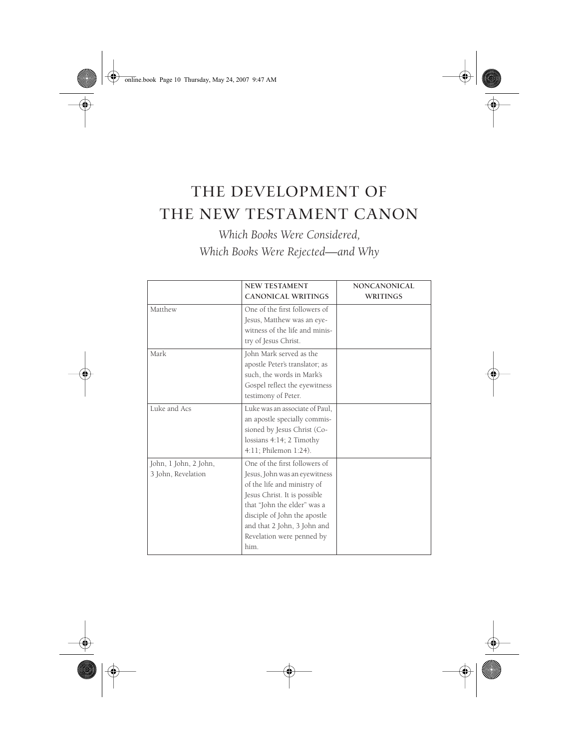# THE DEVELOPMENT OF THE NEW TESTAMENT CANON

*Which Books Were Considered, Which Books Were Rejected—and Why*

| | NEW TESTAMENT CANONICAL WRITINGS | NONCANONICAL WRITINGS |
|---|---|---|
| Matthew | One of the first followers of Jesus, Matthew was an eyewitness of the life and ministry of Jesus Christ. | |
| Mark | John Mark served as the apostle Peter's translator; as such, the words in Mark's Gospel reflect the eyewitness testimony of Peter. | |
| Luke and Acs | Luke was an associate of Paul, an apostle specially commissioned by Jesus Christ (Colossians 4:14; 2 Timothy 4:11; Philemon 1:24). | |
| John, 1 John, 2 John, 3 John, Revelation | One of the first followers of Jesus, John was an eyewitness of the life and ministry of Jesus Christ. It is possible that "John the elder" was a disciple of John the apostle and that 2 John, 3 John and Revelation were penned by him. | |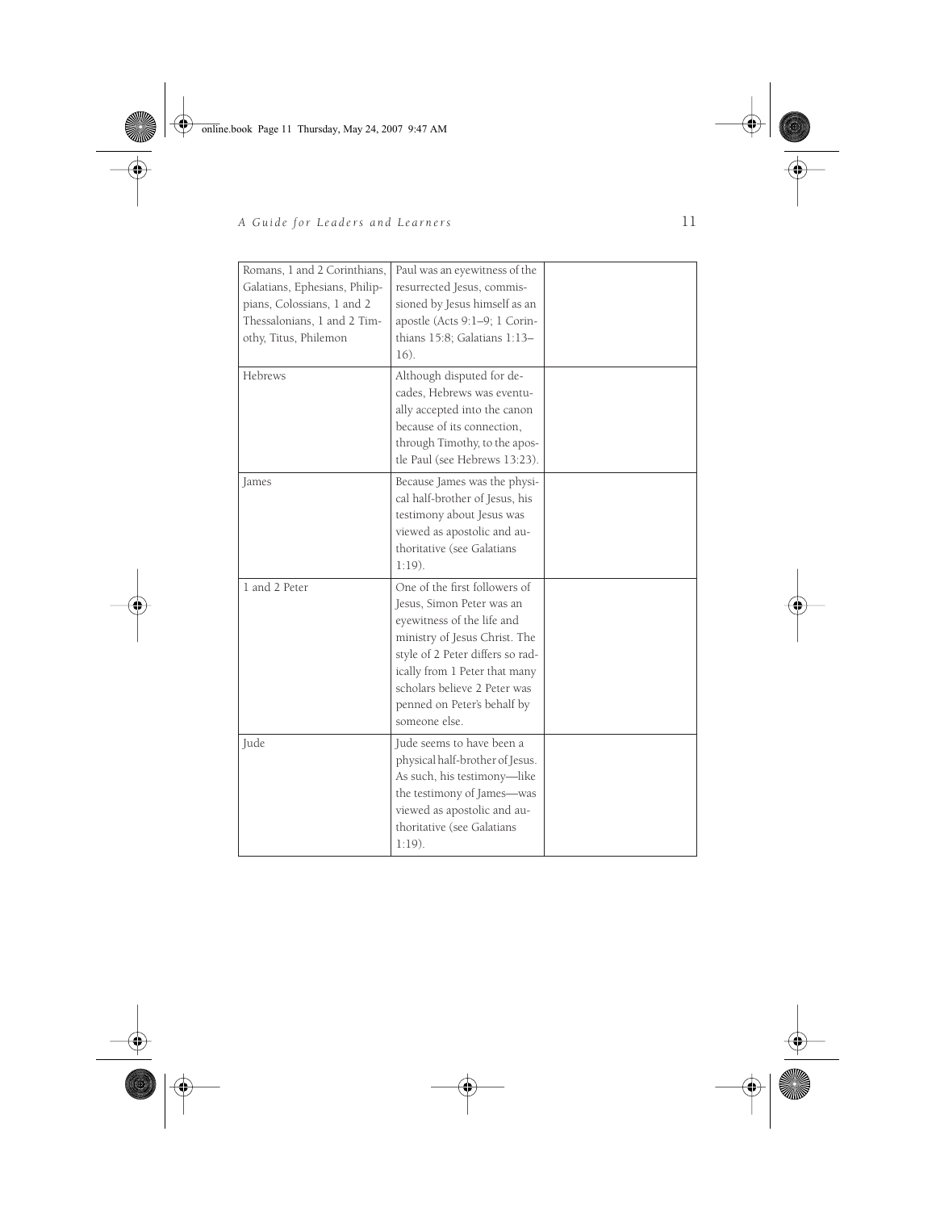| Romans, 1 and 2 Corinthians, Galatians, Ephesians, Philippians, Colossians, 1 and 2 Thessalonians, 1 and 2 Timothy, Titus, Philemon | Paul was an eyewitness of the resurrected Jesus, commissioned by Jesus himself as an apostle (Acts 9:1–9; 1 Corinthians 15:8; Galatians 1:13–16). | |
|---|---|---|
| Hebrews | Although disputed for decades, Hebrews was eventually accepted into the canon because of its connection, through Timothy, to the apostle Paul (see Hebrews 13:23). | |
| James | Because James was the physical half-brother of Jesus, his testimony about Jesus was viewed as apostolic and authoritative (see Galatians 1:19). | |
| 1 and 2 Peter | One of the first followers of Jesus, Simon Peter was an eyewitness of the life and ministry of Jesus Christ. The style of 2 Peter differs so radically from 1 Peter that many scholars believe 2 Peter was penned on Peter's behalf by someone else. | |
| Jude | Jude seems to have been a physical half-brother of Jesus. As such, his testimony—like the testimony of James—was viewed as apostolic and authoritative (see Galatians 1:19). | |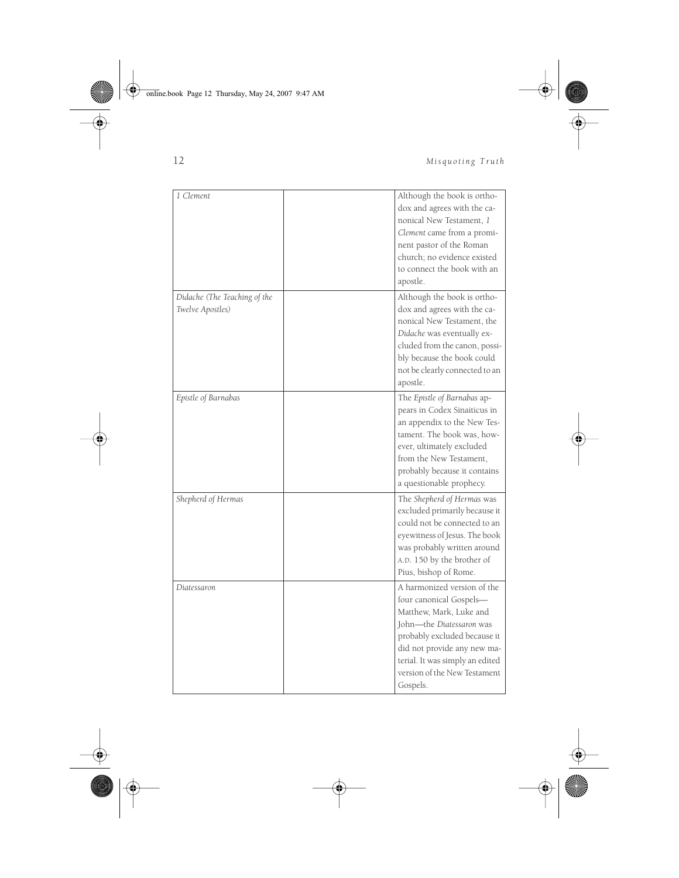| | | |
|---|---|---|
| *1 Clement* | | Although the book is orthodox and agrees with the canonical New Testament, *1 Clement* came from a prominent pastor of the Roman church; no evidence existed to connect the book with an apostle. |
| *Didache (The Teaching of the Twelve Apostles)* | | Although the book is orthodox and agrees with the canonical New Testament, the *Didache* was eventually excluded from the canon, possibly because the book could not be clearly connected to an apostle. |
| *Epistle of Barnabas* | | The *Epistle of Barnabas* appears in Codex Sinaiticus in an appendix to the New Testament. The book was, however, ultimately excluded from the New Testament, probably because it contains a questionable prophecy. |
| *Shepherd of Hermas* | | The *Shepherd of Hermas* was excluded primarily because it could not be connected to an eyewitness of Jesus. The book was probably written around A.D. 150 by the brother of Pius, bishop of Rome. |
| *Diatessaron* | | A harmonized version of the four canonical Gospels—Matthew, Mark, Luke and John—the *Diatessaron* was probably excluded because it did not provide any new material. It was simply an edited version of the New Testament Gospels. |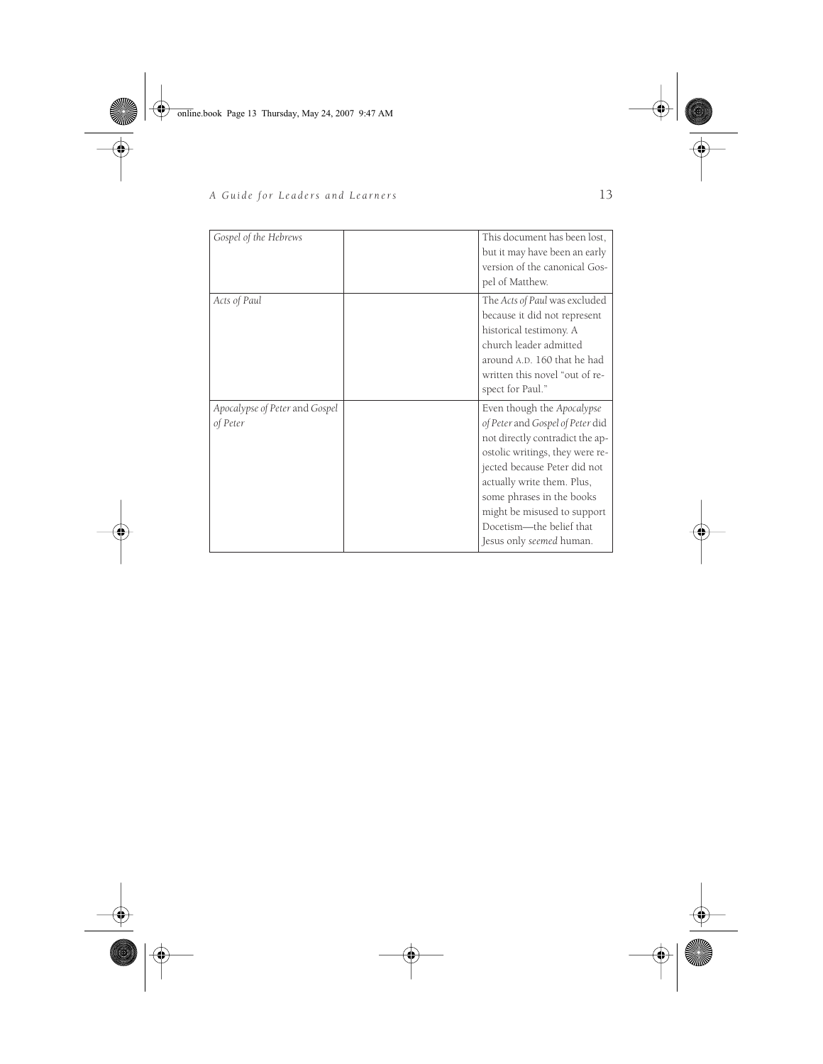| | | |
|---|---|---|
| *Gospel of the Hebrews* | | This document has been lost, but it may have been an early version of the canonical Gospel of Matthew. |
| *Acts of Paul* | | The *Acts of Paul* was excluded because it did not represent historical testimony. A church leader admitted around A.D. 160 that he had written this novel "out of respect for Paul." |
| *Apocalypse of Peter* and *Gospel of Peter* | | Even though the *Apocalypse of Peter* and *Gospel of Peter* did not directly contradict the apostolic writings, they were rejected because Peter did not actually write them. Plus, some phrases in the books might be misused to support Docetism—the belief that Jesus only *seemed* human. |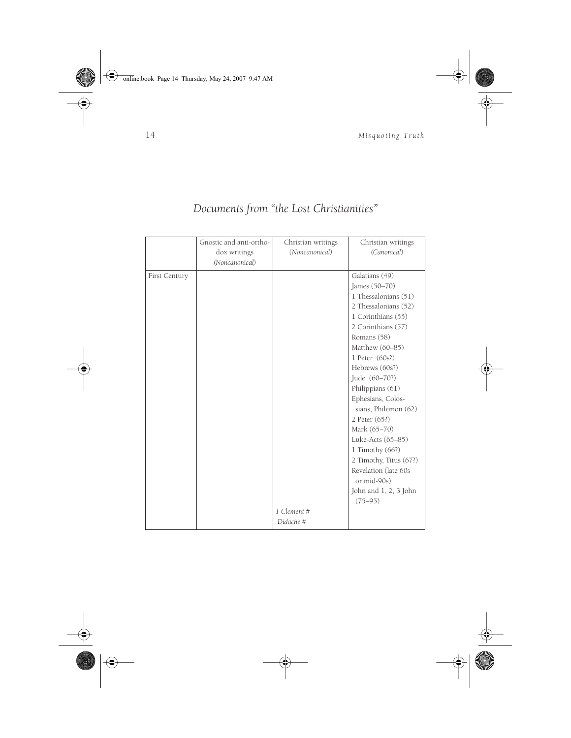# *Documents from "the Lost Christianities"*

| | Gnostic and anti-orthodox writings *(Noncanonical)* | Christian writings *(Noncanonical)* | Christian writings *(Canonical)* |
|---|---|---|---|
| First Century | | | Galatians (49)<br>James (50–70)<br>1 Thessalonians (51)<br>2 Thessalonians (52)<br>1 Corinthians (55)<br>2 Corinthians (57)<br>Romans (58)<br>Matthew (60–85)<br>1 Peter (60s?)<br>Hebrews (60s?)<br>Jude (60–70?)<br>Philippians (61)<br>Ephesians, Colossians, Philemon (62)<br>2 Peter (65?)<br>Mark (65–70)<br>Luke-Acts (65–85)<br>1 Timothy (66?)<br>2 Timothy, Titus (67?)<br>Revelation (late 60s or mid-90s)<br>John and 1, 2, 3 John (75–95) |
| | | *1 Clement* #<br>*Didache* # | |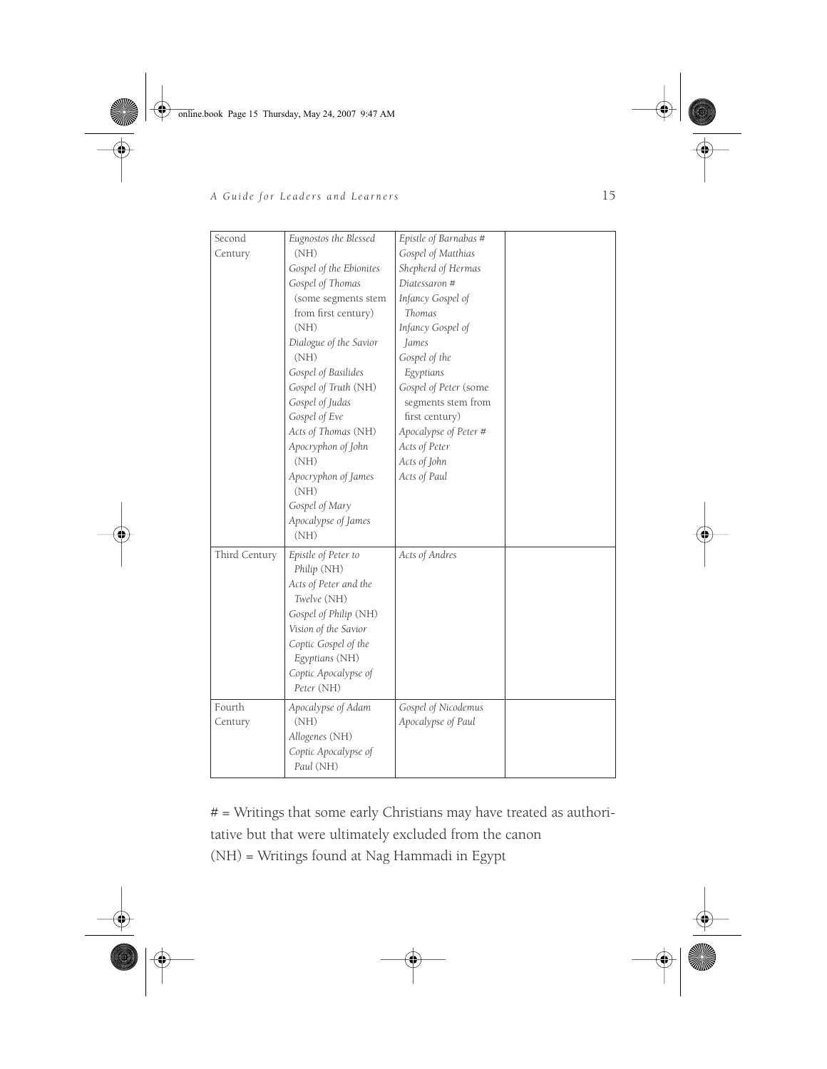| | | | |
|---|---|---|---|
| Second Century | *Eugnostos the Blessed* (NH)<br>*Gospel of the Ebionites*<br>*Gospel of Thomas* (some segments stem from first century) (NH)<br>*Dialogue of the Savior* (NH)<br>*Gospel of Basilides*<br>*Gospel of Truth* (NH)<br>*Gospel of Judas*<br>*Gospel of Eve*<br>*Acts of Thomas* (NH)<br>*Apocryphon of John* (NH)<br>*Apocryphon of James* (NH)<br>*Gospel of Mary*<br>*Apocalypse of James* (NH) | *Epistle of Barnabas* #<br>*Gospel of Matthias*<br>*Shepherd of Hermas*<br>*Diatessaron* #<br>*Infancy Gospel of Thomas*<br>*Infancy Gospel of James*<br>*Gospel of the Egyptians*<br>*Gospel of Peter* (some segments stem from first century)<br>*Apocalypse of Peter* #<br>*Acts of Peter*<br>*Acts of John*<br>*Acts of Paul* | |
| Third Century | *Epistle of Peter to Philip* (NH)<br>*Acts of Peter and the Twelve* (NH)<br>*Gospel of Philip* (NH)<br>*Vision of the Savior*<br>*Coptic Gospel of the Egyptians* (NH)<br>*Coptic Apocalypse of Peter* (NH) | *Acts of Andres* | |
| Fourth Century | *Apocalypse of Adam* (NH)<br>*Allogenes* (NH)<br>*Coptic Apocalypse of Paul* (NH) | *Gospel of Nicodemus*<br>*Apocalypse of Paul* | |

# = Writings that some early Christians may have treated as authoritative but that were ultimately excluded from the canon

(NH) = Writings found at Nag Hammadi in Egypt